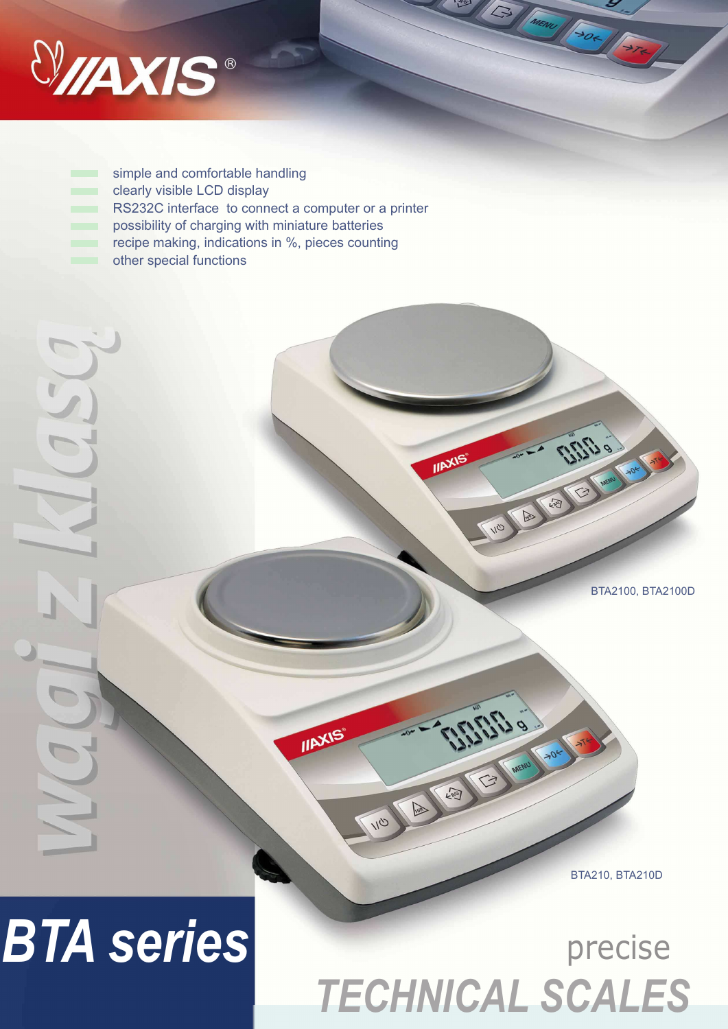AXIS®

- simple and comfortable handling
- clearly visible LCD display
- RS232C interface to connect a computer or a printer
- possibility of charging with miniature batteries
- recipe making, indications in %, pieces counting
- other special functions

wagi z klasą

BTA2100, BTA2100D

BTA210, BTA210D

# BTA series

precise

## TECHNICAL SCALES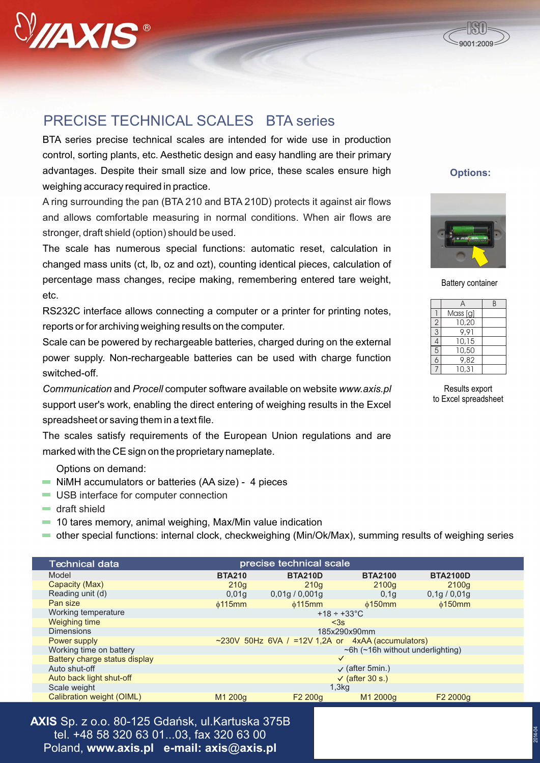# PRECISE TECHNICAL SCALES BTA series

BTA series precise technical scales are intended for wide use in production control, sorting plants, etc. Aesthetic design and easy handling are their primary advantages. Despite their small size and low price, these scales ensure high weighing accuracy required in practice.

A ring surrounding the pan (BTA 210 and BTA 210D) protects it against air flows and allows comfortable measuring in normal conditions. When air flows are stronger, draft shield (option) should be used.

The scale has numerous special functions: automatic reset, calculation in changed mass units (ct, lb, oz and ozt), counting identical pieces, calculation of percentage mass changes, recipe making, remembering entered tare weight, etc.

RS232C interface allows connecting a computer or a printer for printing notes, reports or for archiving weighing results on the computer.

Scale can be powered by rechargeable batteries, charged during on the external power supply. Non-rechargeable batteries can be used with charge function switched-off.

*Communication* and *Procell* computer software available on website *www.axis.pl* support user's work, enabling the direct entering of weighing results in the Excel spreadsheet or saving them in a text file.

The scales satisfy requirements of the European Union regulations and are marked with the CE sign on the proprietary nameplate.

**Options:**

Battery container

| | A | B |
|---|---|---|
| 1 | Mass [g] | |
| 2 | 10,20 | |
| 3 | 9,91 | |
| 4 | 10,15 | |
| 5 | 10,50 | |
| 6 | 9,82 | |
| 7 | 10,31 | |

Results export to Excel spreadsheet

Options on demand:

- NiMH accumulators or batteries (AA size) - 4 pieces
- USB interface for computer connection
- draft shield
- 10 tares memory, animal weighing, Max/Min value indication
- other special functions: internal clock, checkweighing (Min/Ok/Max), summing results of weighing series

| Technical data | precise technical scale | | | |
|---|---|---|---|---|
| Model | **BTA210** | **BTA210D** | **BTA2100** | **BTA2100D** |
| Capacity (Max) | 210g | 210g | 2100g | 2100g |
| Reading unit (d) | 0,01g | 0,01g / 0,001g | 0,1g | 0,1g / 0,01g |
| Pan size | ϕ115mm | ϕ115mm | ϕ150mm | ϕ150mm |
| Working temperature | +18 ÷ +33°C | | | |
| Weighing time | <3s | | | |
| Dimensions | 185x290x90mm | | | |
| Power supply | ~230V 50Hz 6VA / =12V 1,2A or 4xAA (accumulators) | | | |
| Working time on battery | ~6h (~16h without underlighting) | | | |
| Battery charge status display | ✓ | | | |
| Auto shut-off | ✓ (after 5min.) | | | |
| Auto back light shut-off | ✓ (after 30 s.) | | | |
| Scale weight | 1,3kg | | | |
| Calibration weight (OIML) | M1 200g | F2 200g | M1 2000g | F2 2000g |

**AXIS** Sp. z o.o. 80-125 Gdańsk, ul.Kartuska 375B
tel. +48 58 320 63 01...03, fax 320 63 00
Poland, **www.axis.pl** **e-mail: axis@axis.pl**